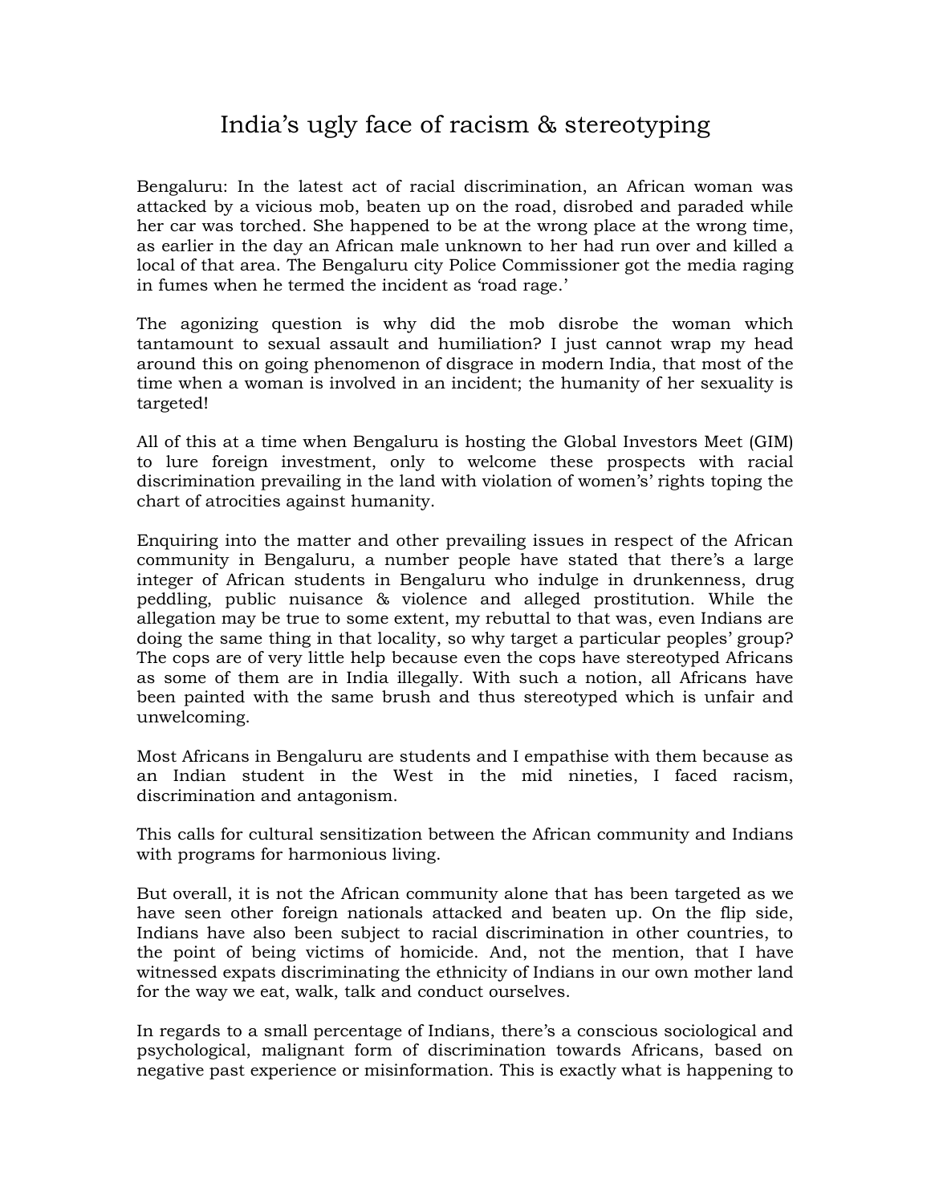# India's ugly face of racism & stereotyping

Bengaluru: In the latest act of racial discrimination, an African woman was attacked by a vicious mob, beaten up on the road, disrobed and paraded while her car was torched. She happened to be at the wrong place at the wrong time, as earlier in the day an African male unknown to her had run over and killed a local of that area. The Bengaluru city Police Commissioner got the media raging in fumes when he termed the incident as 'road rage.'

The agonizing question is why did the mob disrobe the woman which tantamount to sexual assault and humiliation? I just cannot wrap my head around this on going phenomenon of disgrace in modern India, that most of the time when a woman is involved in an incident; the humanity of her sexuality is targeted!

All of this at a time when Bengaluru is hosting the Global Investors Meet (GIM) to lure foreign investment, only to welcome these prospects with racial discrimination prevailing in the land with violation of women's' rights toping the chart of atrocities against humanity.

Enquiring into the matter and other prevailing issues in respect of the African community in Bengaluru, a number people have stated that there's a large integer of African students in Bengaluru who indulge in drunkenness, drug peddling, public nuisance & violence and alleged prostitution. While the allegation may be true to some extent, my rebuttal to that was, even Indians are doing the same thing in that locality, so why target a particular peoples' group? The cops are of very little help because even the cops have stereotyped Africans as some of them are in India illegally. With such a notion, all Africans have been painted with the same brush and thus stereotyped which is unfair and unwelcoming.

Most Africans in Bengaluru are students and I empathise with them because as an Indian student in the West in the mid nineties, I faced racism, discrimination and antagonism.

This calls for cultural sensitization between the African community and Indians with programs for harmonious living.

But overall, it is not the African community alone that has been targeted as we have seen other foreign nationals attacked and beaten up. On the flip side, Indians have also been subject to racial discrimination in other countries, to the point of being victims of homicide. And, not the mention, that I have witnessed expats discriminating the ethnicity of Indians in our own mother land for the way we eat, walk, talk and conduct ourselves.

In regards to a small percentage of Indians, there's a conscious sociological and psychological, malignant form of discrimination towards Africans, based on negative past experience or misinformation. This is exactly what is happening to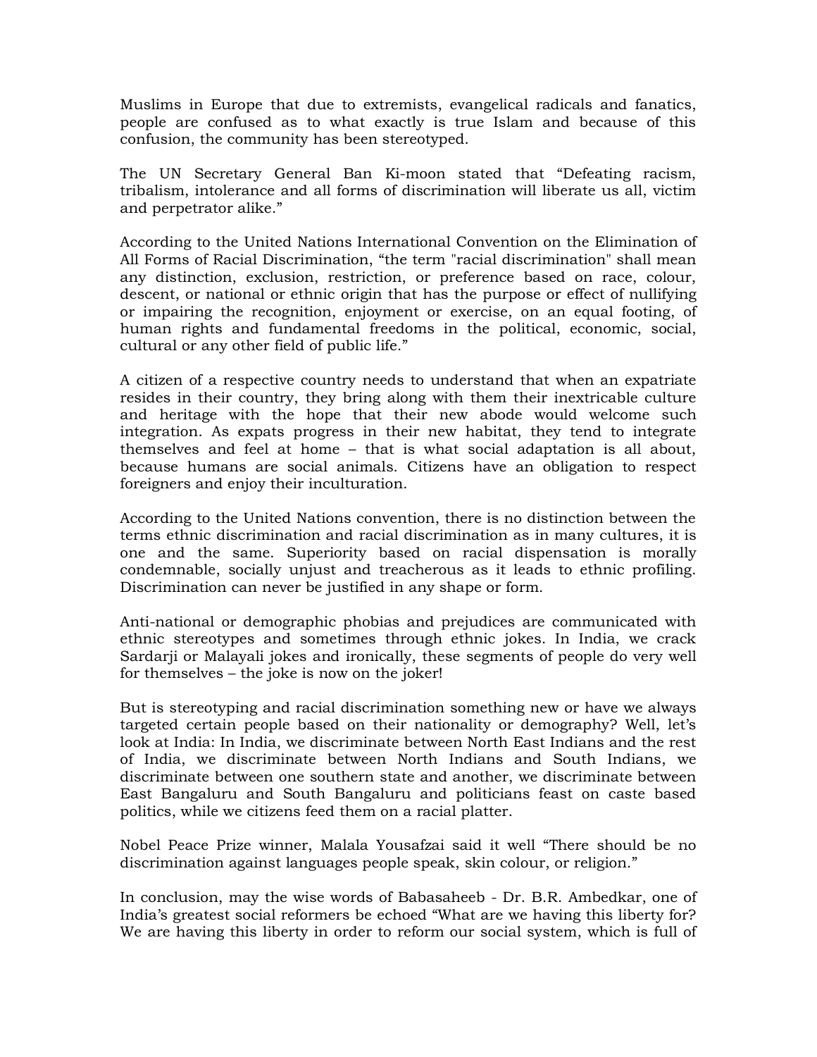Muslims in Europe that due to extremists, evangelical radicals and fanatics, people are confused as to what exactly is true Islam and because of this confusion, the community has been stereotyped.

The UN Secretary General Ban Ki-moon stated that “Defeating racism, tribalism, intolerance and all forms of discrimination will liberate us all, victim and perpetrator alike.”

According to the United Nations International Convention on the Elimination of All Forms of Racial Discrimination, “the term "racial discrimination" shall mean any distinction, exclusion, restriction, or preference based on race, colour, descent, or national or ethnic origin that has the purpose or effect of nullifying or impairing the recognition, enjoyment or exercise, on an equal footing, of human rights and fundamental freedoms in the political, economic, social, cultural or any other field of public life.”

A citizen of a respective country needs to understand that when an expatriate resides in their country, they bring along with them their inextricable culture and heritage with the hope that their new abode would welcome such integration. As expats progress in their new habitat, they tend to integrate themselves and feel at home – that is what social adaptation is all about, because humans are social animals. Citizens have an obligation to respect foreigners and enjoy their inculturation.

According to the United Nations convention, there is no distinction between the terms ethnic discrimination and racial discrimination as in many cultures, it is one and the same. Superiority based on racial dispensation is morally condemnable, socially unjust and treacherous as it leads to ethnic profiling. Discrimination can never be justified in any shape or form.

Anti-national or demographic phobias and prejudices are communicated with ethnic stereotypes and sometimes through ethnic jokes. In India, we crack Sardarji or Malayali jokes and ironically, these segments of people do very well for themselves – the joke is now on the joker!

But is stereotyping and racial discrimination something new or have we always targeted certain people based on their nationality or demography? Well, let’s look at India: In India, we discriminate between North East Indians and the rest of India, we discriminate between North Indians and South Indians, we discriminate between one southern state and another, we discriminate between East Bangaluru and South Bangaluru and politicians feast on caste based politics, while we citizens feed them on a racial platter.

Nobel Peace Prize winner, Malala Yousafzai said it well “There should be no discrimination against languages people speak, skin colour, or religion.”

In conclusion, may the wise words of Babasaheeb - Dr. B.R. Ambedkar, one of India’s greatest social reformers be echoed “What are we having this liberty for? We are having this liberty in order to reform our social system, which is full of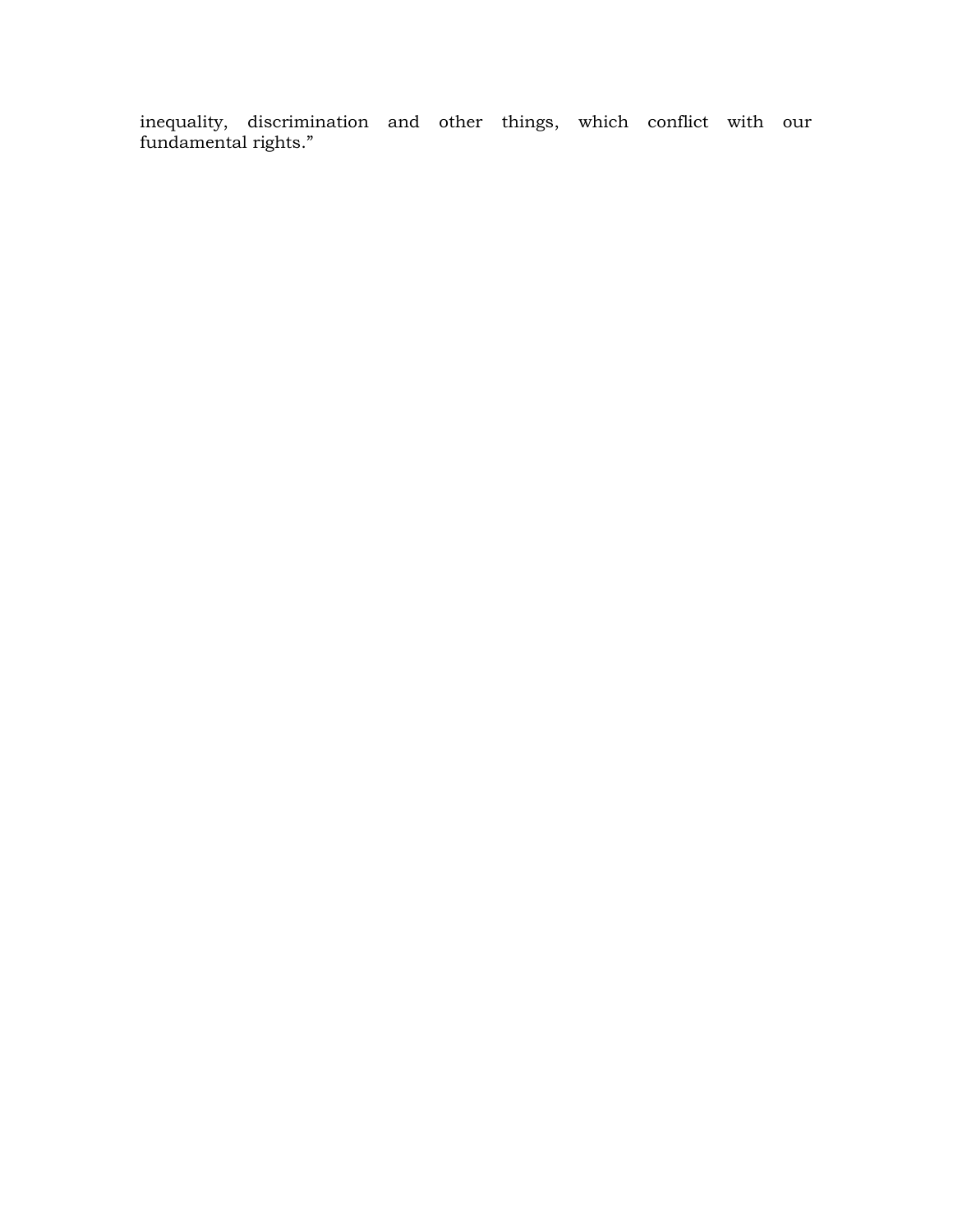inequality, discrimination and other things, which conflict with our fundamental rights."